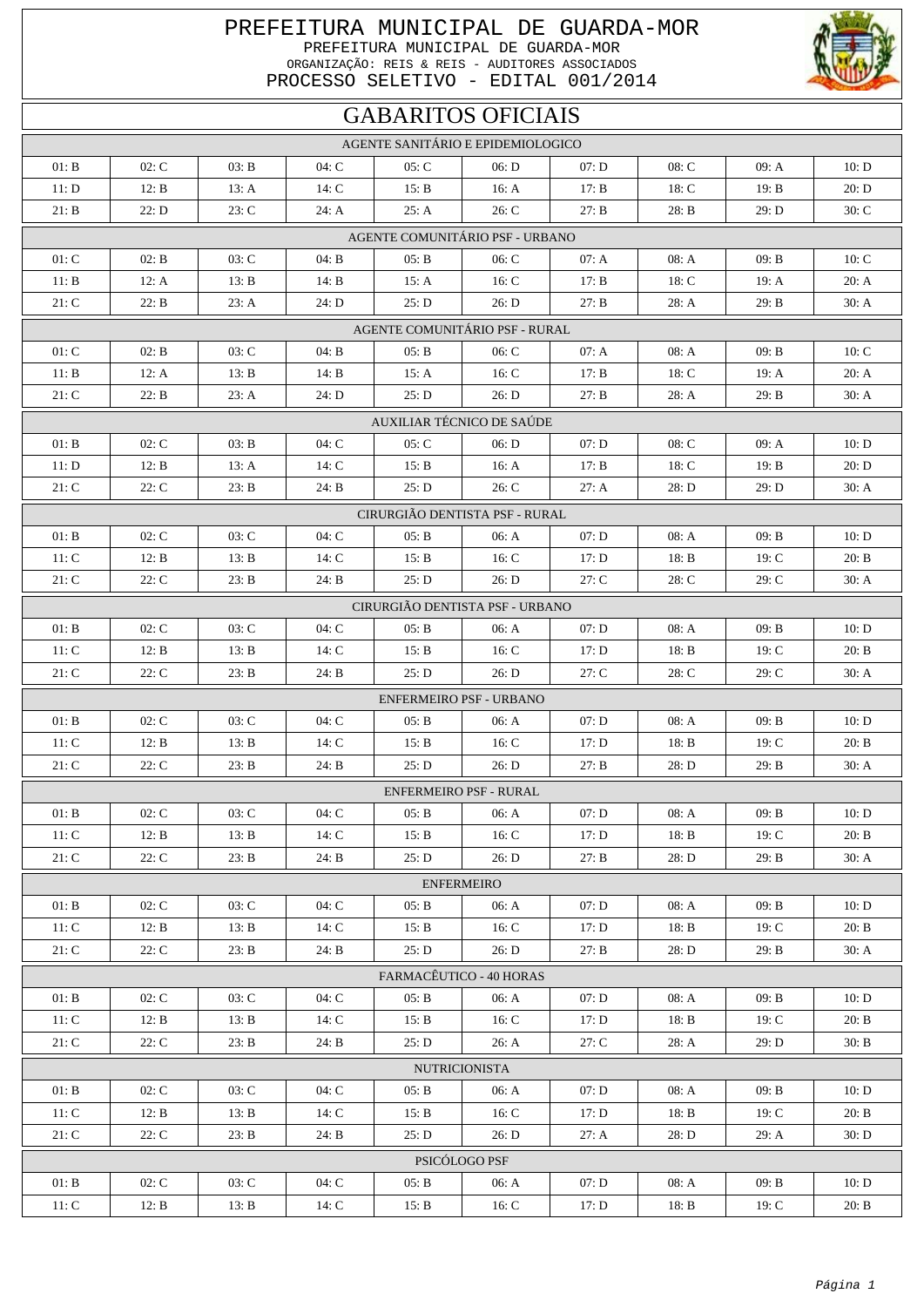# PREFEITURA MUNICIPAL DE GUARDA-MOR

PREFEITURA MUNICIPAL DE GUARDA-MOR
ORGANIZAÇÃO: REIS & REIS - AUDITORES ASSOCIADOS
PROCESSO SELETIVO - EDITAL 001/2014

## GABARITOS OFICIAIS

### AGENTE SANITÁRIO E EPIDEMIOLOGICO

| | | | | | | | | | |
|---|---|---|---|---|---|---|---|---|---|
| 01: B | 02: C | 03: B | 04: C | 05: C | 06: D | 07: D | 08: C | 09: A | 10: D |
| 11: D | 12: B | 13: A | 14: C | 15: B | 16: A | 17: B | 18: C | 19: B | 20: D |
| 21: B | 22: D | 23: C | 24: A | 25: A | 26: C | 27: B | 28: B | 29: D | 30: C |

### AGENTE COMUNITÁRIO PSF - URBANO

| | | | | | | | | | |
|---|---|---|---|---|---|---|---|---|---|
| 01: C | 02: B | 03: C | 04: B | 05: B | 06: C | 07: A | 08: A | 09: B | 10: C |
| 11: B | 12: A | 13: B | 14: B | 15: A | 16: C | 17: B | 18: C | 19: A | 20: A |
| 21: C | 22: B | 23: A | 24: D | 25: D | 26: D | 27: B | 28: A | 29: B | 30: A |

### AGENTE COMUNITÁRIO PSF - RURAL

| | | | | | | | | | |
|---|---|---|---|---|---|---|---|---|---|
| 01: C | 02: B | 03: C | 04: B | 05: B | 06: C | 07: A | 08: A | 09: B | 10: C |
| 11: B | 12: A | 13: B | 14: B | 15: A | 16: C | 17: B | 18: C | 19: A | 20: A |
| 21: C | 22: B | 23: A | 24: D | 25: D | 26: D | 27: B | 28: A | 29: B | 30: A |

### AUXILIAR TÉCNICO DE SAÚDE

| | | | | | | | | | |
|---|---|---|---|---|---|---|---|---|---|
| 01: B | 02: C | 03: B | 04: C | 05: C | 06: D | 07: D | 08: C | 09: A | 10: D |
| 11: D | 12: B | 13: A | 14: C | 15: B | 16: A | 17: B | 18: C | 19: B | 20: D |
| 21: C | 22: C | 23: B | 24: B | 25: D | 26: C | 27: A | 28: D | 29: D | 30: A |

### CIRURGIÃO DENTISTA PSF - RURAL

| | | | | | | | | | |
|---|---|---|---|---|---|---|---|---|---|
| 01: B | 02: C | 03: C | 04: C | 05: B | 06: A | 07: D | 08: A | 09: B | 10: D |
| 11: C | 12: B | 13: B | 14: C | 15: B | 16: C | 17: D | 18: B | 19: C | 20: B |
| 21: C | 22: C | 23: B | 24: B | 25: D | 26: D | 27: C | 28: C | 29: C | 30: A |

### CIRURGIÃO DENTISTA PSF - URBANO

| | | | | | | | | | |
|---|---|---|---|---|---|---|---|---|---|
| 01: B | 02: C | 03: C | 04: C | 05: B | 06: A | 07: D | 08: A | 09: B | 10: D |
| 11: C | 12: B | 13: B | 14: C | 15: B | 16: C | 17: D | 18: B | 19: C | 20: B |
| 21: C | 22: C | 23: B | 24: B | 25: D | 26: D | 27: C | 28: C | 29: C | 30: A |

### ENFERMEIRO PSF - URBANO

| | | | | | | | | | |
|---|---|---|---|---|---|---|---|---|---|
| 01: B | 02: C | 03: C | 04: C | 05: B | 06: A | 07: D | 08: A | 09: B | 10: D |
| 11: C | 12: B | 13: B | 14: C | 15: B | 16: C | 17: D | 18: B | 19: C | 20: B |
| 21: C | 22: C | 23: B | 24: B | 25: D | 26: D | 27: B | 28: D | 29: B | 30: A |

### ENFERMEIRO PSF - RURAL

| | | | | | | | | | |
|---|---|---|---|---|---|---|---|---|---|
| 01: B | 02: C | 03: C | 04: C | 05: B | 06: A | 07: D | 08: A | 09: B | 10: D |
| 11: C | 12: B | 13: B | 14: C | 15: B | 16: C | 17: D | 18: B | 19: C | 20: B |
| 21: C | 22: C | 23: B | 24: B | 25: D | 26: D | 27: B | 28: D | 29: B | 30: A |

### ENFERMEIRO

| | | | | | | | | | |
|---|---|---|---|---|---|---|---|---|---|
| 01: B | 02: C | 03: C | 04: C | 05: B | 06: A | 07: D | 08: A | 09: B | 10: D |
| 11: C | 12: B | 13: B | 14: C | 15: B | 16: C | 17: D | 18: B | 19: C | 20: B |
| 21: C | 22: C | 23: B | 24: B | 25: D | 26: D | 27: B | 28: D | 29: B | 30: A |

### FARMACÊUTICO - 40 HORAS

| | | | | | | | | | |
|---|---|---|---|---|---|---|---|---|---|
| 01: B | 02: C | 03: C | 04: C | 05: B | 06: A | 07: D | 08: A | 09: B | 10: D |
| 11: C | 12: B | 13: B | 14: C | 15: B | 16: C | 17: D | 18: B | 19: C | 20: B |
| 21: C | 22: C | 23: B | 24: B | 25: D | 26: A | 27: C | 28: A | 29: D | 30: B |

### NUTRICIONISTA

| | | | | | | | | | |
|---|---|---|---|---|---|---|---|---|---|
| 01: B | 02: C | 03: C | 04: C | 05: B | 06: A | 07: D | 08: A | 09: B | 10: D |
| 11: C | 12: B | 13: B | 14: C | 15: B | 16: C | 17: D | 18: B | 19: C | 20: B |
| 21: C | 22: C | 23: B | 24: B | 25: D | 26: D | 27: A | 28: D | 29: A | 30: D |

### PSICÓLOGO PSF

| | | | | | | | | | |
|---|---|---|---|---|---|---|---|---|---|
| 01: B | 02: C | 03: C | 04: C | 05: B | 06: A | 07: D | 08: A | 09: B | 10: D |
| 11: C | 12: B | 13: B | 14: C | 15: B | 16: C | 17: D | 18: B | 19: C | 20: B |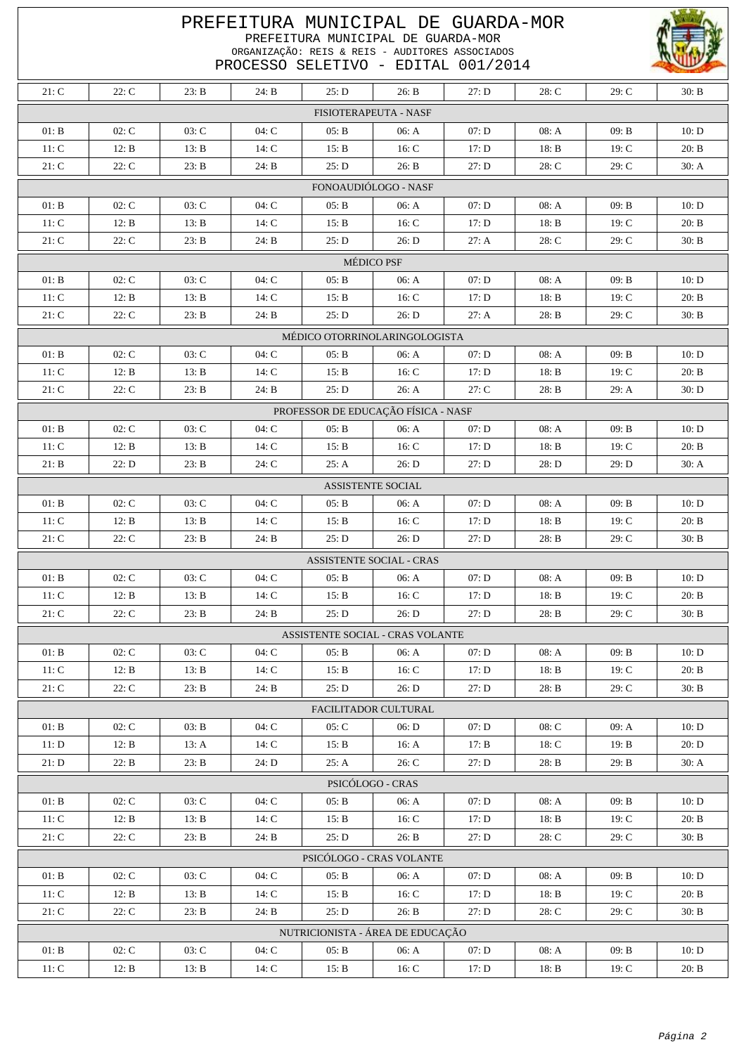# PREFEITURA MUNICIPAL DE GUARDA-MOR

PREFEITURA MUNICIPAL DE GUARDA-MOR
ORGANIZAÇÃO: REIS & REIS - AUDITORES ASSOCIADOS
PROCESSO SELETIVO - EDITAL 001/2014

| | | | | | | | | | |
|---|---|---|---|---|---|---|---|---|---|
| 21: C | 22: C | 23: B | 24: B | 25: D | 26: B | 27: D | 28: C | 29: C | 30: B |

**FISIOTERAPEUTA - NASF**

| | | | | | | | | | |
|---|---|---|---|---|---|---|---|---|---|
| 01: B | 02: C | 03: C | 04: C | 05: B | 06: A | 07: D | 08: A | 09: B | 10: D |
| 11: C | 12: B | 13: B | 14: C | 15: B | 16: C | 17: D | 18: B | 19: C | 20: B |
| 21: C | 22: C | 23: B | 24: B | 25: D | 26: B | 27: D | 28: C | 29: C | 30: A |

**FONOAUDIÓLOGO - NASF**

| | | | | | | | | | |
|---|---|---|---|---|---|---|---|---|---|
| 01: B | 02: C | 03: C | 04: C | 05: B | 06: A | 07: D | 08: A | 09: B | 10: D |
| 11: C | 12: B | 13: B | 14: C | 15: B | 16: C | 17: D | 18: B | 19: C | 20: B |
| 21: C | 22: C | 23: B | 24: B | 25: D | 26: D | 27: A | 28: C | 29: C | 30: B |

**MÉDICO PSF**

| | | | | | | | | | |
|---|---|---|---|---|---|---|---|---|---|
| 01: B | 02: C | 03: C | 04: C | 05: B | 06: A | 07: D | 08: A | 09: B | 10: D |
| 11: C | 12: B | 13: B | 14: C | 15: B | 16: C | 17: D | 18: B | 19: C | 20: B |
| 21: C | 22: C | 23: B | 24: B | 25: D | 26: D | 27: A | 28: B | 29: C | 30: B |

**MÉDICO OTORRINOLARINGOLOGISTA**

| | | | | | | | | | |
|---|---|---|---|---|---|---|---|---|---|
| 01: B | 02: C | 03: C | 04: C | 05: B | 06: A | 07: D | 08: A | 09: B | 10: D |
| 11: C | 12: B | 13: B | 14: C | 15: B | 16: C | 17: D | 18: B | 19: C | 20: B |
| 21: C | 22: C | 23: B | 24: B | 25: D | 26: A | 27: C | 28: B | 29: A | 30: D |

**PROFESSOR DE EDUCAÇÃO FÍSICA - NASF**

| | | | | | | | | | |
|---|---|---|---|---|---|---|---|---|---|
| 01: B | 02: C | 03: C | 04: C | 05: B | 06: A | 07: D | 08: A | 09: B | 10: D |
| 11: C | 12: B | 13: B | 14: C | 15: B | 16: C | 17: D | 18: B | 19: C | 20: B |
| 21: B | 22: D | 23: B | 24: C | 25: A | 26: D | 27: D | 28: D | 29: D | 30: A |

**ASSISTENTE SOCIAL**

| | | | | | | | | | |
|---|---|---|---|---|---|---|---|---|---|
| 01: B | 02: C | 03: C | 04: C | 05: B | 06: A | 07: D | 08: A | 09: B | 10: D |
| 11: C | 12: B | 13: B | 14: C | 15: B | 16: C | 17: D | 18: B | 19: C | 20: B |
| 21: C | 22: C | 23: B | 24: B | 25: D | 26: D | 27: D | 28: B | 29: C | 30: B |

**ASSISTENTE SOCIAL - CRAS**

| | | | | | | | | | |
|---|---|---|---|---|---|---|---|---|---|
| 01: B | 02: C | 03: C | 04: C | 05: B | 06: A | 07: D | 08: A | 09: B | 10: D |
| 11: C | 12: B | 13: B | 14: C | 15: B | 16: C | 17: D | 18: B | 19: C | 20: B |
| 21: C | 22: C | 23: B | 24: B | 25: D | 26: D | 27: D | 28: B | 29: C | 30: B |

**ASSISTENTE SOCIAL - CRAS VOLANTE**

| | | | | | | | | | |
|---|---|---|---|---|---|---|---|---|---|
| 01: B | 02: C | 03: C | 04: C | 05: B | 06: A | 07: D | 08: A | 09: B | 10: D |
| 11: C | 12: B | 13: B | 14: C | 15: B | 16: C | 17: D | 18: B | 19: C | 20: B |
| 21: C | 22: C | 23: B | 24: B | 25: D | 26: D | 27: D | 28: B | 29: C | 30: B |

**FACILITADOR CULTURAL**

| | | | | | | | | | |
|---|---|---|---|---|---|---|---|---|---|
| 01: B | 02: C | 03: B | 04: C | 05: C | 06: D | 07: D | 08: C | 09: A | 10: D |
| 11: D | 12: B | 13: A | 14: C | 15: B | 16: A | 17: B | 18: C | 19: B | 20: D |
| 21: D | 22: B | 23: B | 24: D | 25: A | 26: C | 27: D | 28: B | 29: B | 30: A |

**PSICÓLOGO - CRAS**

| | | | | | | | | | |
|---|---|---|---|---|---|---|---|---|---|
| 01: B | 02: C | 03: C | 04: C | 05: B | 06: A | 07: D | 08: A | 09: B | 10: D |
| 11: C | 12: B | 13: B | 14: C | 15: B | 16: C | 17: D | 18: B | 19: C | 20: B |
| 21: C | 22: C | 23: B | 24: B | 25: D | 26: B | 27: D | 28: C | 29: C | 30: B |

**PSICÓLOGO - CRAS VOLANTE**

| | | | | | | | | | |
|---|---|---|---|---|---|---|---|---|---|
| 01: B | 02: C | 03: C | 04: C | 05: B | 06: A | 07: D | 08: A | 09: B | 10: D |
| 11: C | 12: B | 13: B | 14: C | 15: B | 16: C | 17: D | 18: B | 19: C | 20: B |
| 21: C | 22: C | 23: B | 24: B | 25: D | 26: B | 27: D | 28: C | 29: C | 30: B |

**NUTRICIONISTA - ÁREA DE EDUCAÇÃO**

| | | | | | | | | | |
|---|---|---|---|---|---|---|---|---|---|
| 01: B | 02: C | 03: C | 04: C | 05: B | 06: A | 07: D | 08: A | 09: B | 10: D |
| 11: C | 12: B | 13: B | 14: C | 15: B | 16: C | 17: D | 18: B | 19: C | 20: B |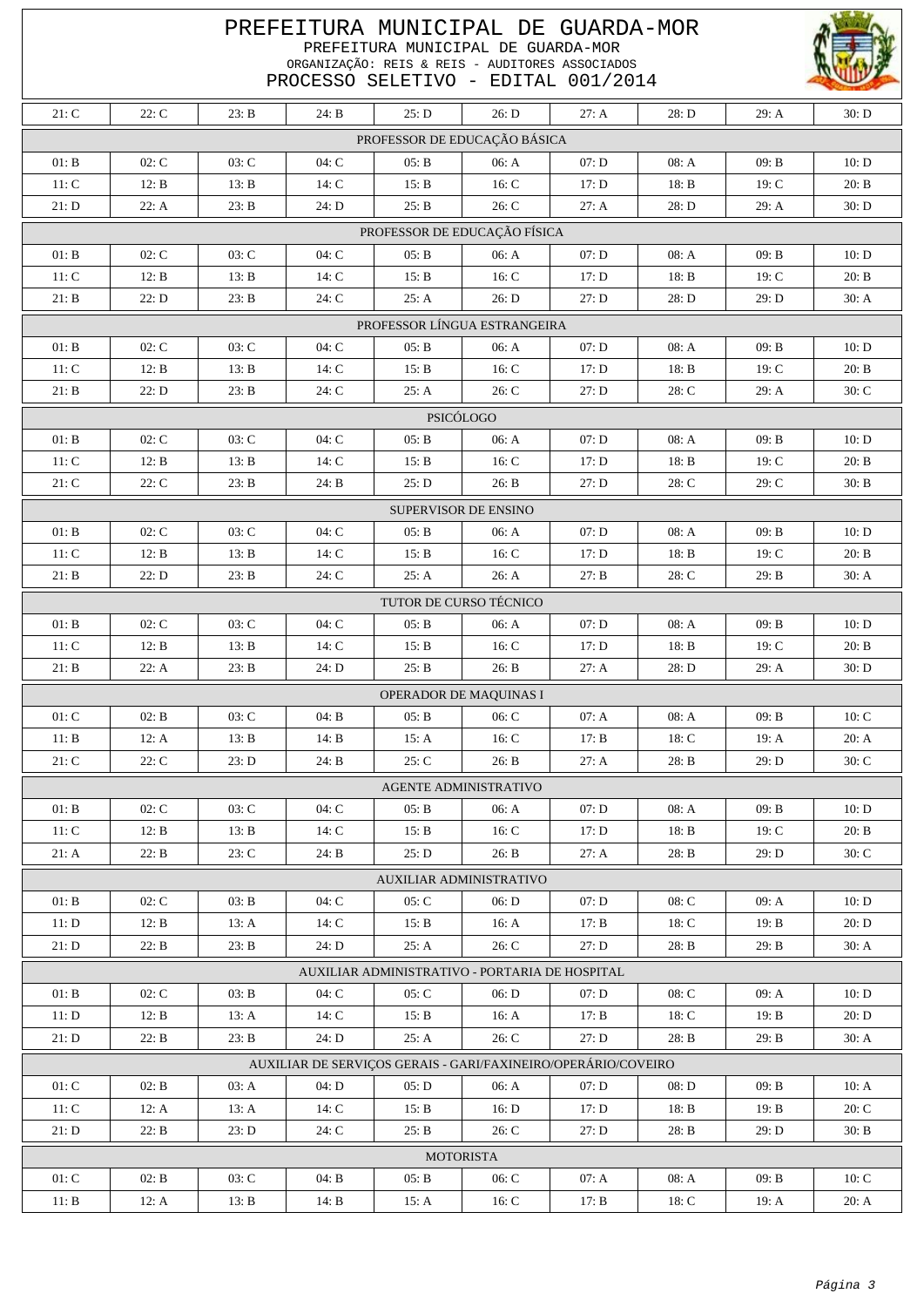# PREFEITURA MUNICIPAL DE GUARDA-MOR

PREFEITURA MUNICIPAL DE GUARDA-MOR
ORGANIZAÇÃO: REIS & REIS - AUDITORES ASSOCIADOS
PROCESSO SELETIVO - EDITAL 001/2014

| | | | | | | | | | |
|---|---|---|---|---|---|---|---|---|---|
| 21: C | 22: C | 23: B | 24: B | 25: D | 26: D | 27: A | 28: D | 29: A | 30: D |

**PROFESSOR DE EDUCAÇÃO BÁSICA**

| | | | | | | | | | |
|---|---|---|---|---|---|---|---|---|---|
| 01: B | 02: C | 03: C | 04: C | 05: B | 06: A | 07: D | 08: A | 09: B | 10: D |
| 11: C | 12: B | 13: B | 14: C | 15: B | 16: C | 17: D | 18: B | 19: C | 20: B |
| 21: D | 22: A | 23: B | 24: D | 25: B | 26: C | 27: A | 28: D | 29: A | 30: D |

**PROFESSOR DE EDUCAÇÃO FÍSICA**

| | | | | | | | | | |
|---|---|---|---|---|---|---|---|---|---|
| 01: B | 02: C | 03: C | 04: C | 05: B | 06: A | 07: D | 08: A | 09: B | 10: D |
| 11: C | 12: B | 13: B | 14: C | 15: B | 16: C | 17: D | 18: B | 19: C | 20: B |
| 21: B | 22: D | 23: B | 24: C | 25: A | 26: D | 27: D | 28: D | 29: D | 30: A |

**PROFESSOR LÍNGUA ESTRANGEIRA**

| | | | | | | | | | |
|---|---|---|---|---|---|---|---|---|---|
| 01: B | 02: C | 03: C | 04: C | 05: B | 06: A | 07: D | 08: A | 09: B | 10: D |
| 11: C | 12: B | 13: B | 14: C | 15: B | 16: C | 17: D | 18: B | 19: C | 20: B |
| 21: B | 22: D | 23: B | 24: C | 25: A | 26: C | 27: D | 28: C | 29: A | 30: C |

**PSICÓLOGO**

| | | | | | | | | | |
|---|---|---|---|---|---|---|---|---|---|
| 01: B | 02: C | 03: C | 04: C | 05: B | 06: A | 07: D | 08: A | 09: B | 10: D |
| 11: C | 12: B | 13: B | 14: C | 15: B | 16: C | 17: D | 18: B | 19: C | 20: B |
| 21: C | 22: C | 23: B | 24: B | 25: D | 26: B | 27: D | 28: C | 29: C | 30: B |

**SUPERVISOR DE ENSINO**

| | | | | | | | | | |
|---|---|---|---|---|---|---|---|---|---|
| 01: B | 02: C | 03: C | 04: C | 05: B | 06: A | 07: D | 08: A | 09: B | 10: D |
| 11: C | 12: B | 13: B | 14: C | 15: B | 16: C | 17: D | 18: B | 19: C | 20: B |
| 21: B | 22: D | 23: B | 24: C | 25: A | 26: A | 27: B | 28: C | 29: B | 30: A |

**TUTOR DE CURSO TÉCNICO**

| | | | | | | | | | |
|---|---|---|---|---|---|---|---|---|---|
| 01: B | 02: C | 03: C | 04: C | 05: B | 06: A | 07: D | 08: A | 09: B | 10: D |
| 11: C | 12: B | 13: B | 14: C | 15: B | 16: C | 17: D | 18: B | 19: C | 20: B |
| 21: B | 22: A | 23: B | 24: D | 25: B | 26: B | 27: A | 28: D | 29: A | 30: D |

**OPERADOR DE MAQUINAS I**

| | | | | | | | | | |
|---|---|---|---|---|---|---|---|---|---|
| 01: C | 02: B | 03: C | 04: B | 05: B | 06: C | 07: A | 08: A | 09: B | 10: C |
| 11: B | 12: A | 13: B | 14: B | 15: A | 16: C | 17: B | 18: C | 19: A | 20: A |
| 21: C | 22: C | 23: D | 24: B | 25: C | 26: B | 27: A | 28: B | 29: D | 30: C |

**AGENTE ADMINISTRATIVO**

| | | | | | | | | | |
|---|---|---|---|---|---|---|---|---|---|
| 01: B | 02: C | 03: C | 04: C | 05: B | 06: A | 07: D | 08: A | 09: B | 10: D |
| 11: C | 12: B | 13: B | 14: C | 15: B | 16: C | 17: D | 18: B | 19: C | 20: B |
| 21: A | 22: B | 23: C | 24: B | 25: D | 26: B | 27: A | 28: B | 29: D | 30: C |

**AUXILIAR ADMINISTRATIVO**

| | | | | | | | | | |
|---|---|---|---|---|---|---|---|---|---|
| 01: B | 02: C | 03: B | 04: C | 05: C | 06: D | 07: D | 08: C | 09: A | 10: D |
| 11: D | 12: B | 13: A | 14: C | 15: B | 16: A | 17: B | 18: C | 19: B | 20: D |
| 21: D | 22: B | 23: B | 24: D | 25: A | 26: C | 27: D | 28: B | 29: B | 30: A |

**AUXILIAR ADMINISTRATIVO - PORTARIA DE HOSPITAL**

| | | | | | | | | | |
|---|---|---|---|---|---|---|---|---|---|
| 01: B | 02: C | 03: B | 04: C | 05: C | 06: D | 07: D | 08: C | 09: A | 10: D |
| 11: D | 12: B | 13: A | 14: C | 15: B | 16: A | 17: B | 18: C | 19: B | 20: D |
| 21: D | 22: B | 23: B | 24: D | 25: A | 26: C | 27: D | 28: B | 29: B | 30: A |

**AUXILIAR DE SERVIÇOS GERAIS - GARI/FAXINEIRO/OPERÁRIO/COVEIRO**

| | | | | | | | | | |
|---|---|---|---|---|---|---|---|---|---|
| 01: C | 02: B | 03: A | 04: D | 05: D | 06: A | 07: D | 08: D | 09: B | 10: A |
| 11: C | 12: A | 13: A | 14: C | 15: B | 16: D | 17: D | 18: B | 19: B | 20: C |
| 21: D | 22: B | 23: D | 24: C | 25: B | 26: C | 27: D | 28: B | 29: D | 30: B |

**MOTORISTA**

| | | | | | | | | | |
|---|---|---|---|---|---|---|---|---|---|
| 01: C | 02: B | 03: C | 04: B | 05: B | 06: C | 07: A | 08: A | 09: B | 10: C |
| 11: B | 12: A | 13: B | 14: B | 15: A | 16: C | 17: B | 18: C | 19: A | 20: A |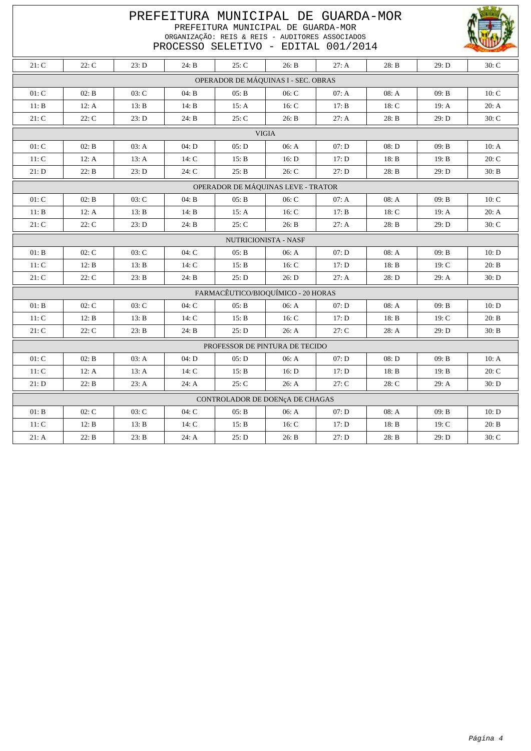# PREFEITURA MUNICIPAL DE GUARDA-MOR

PREFEITURA MUNICIPAL DE GUARDA-MOR
ORGANIZAÇÃO: REIS & REIS - AUDITORES ASSOCIADOS
PROCESSO SELETIVO - EDITAL 001/2014

| | | | | | | | | | |
|---|---|---|---|---|---|---|---|---|---|
| 21: C | 22: C | 23: D | 24: B | 25: C | 26: B | 27: A | 28: B | 29: D | 30: C |

**OPERADOR DE MÁQUINAS I - SEC. OBRAS**

| | | | | | | | | | |
|---|---|---|---|---|---|---|---|---|---|
| 01: C | 02: B | 03: C | 04: B | 05: B | 06: C | 07: A | 08: A | 09: B | 10: C |
| 11: B | 12: A | 13: B | 14: B | 15: A | 16: C | 17: B | 18: C | 19: A | 20: A |
| 21: C | 22: C | 23: D | 24: B | 25: C | 26: B | 27: A | 28: B | 29: D | 30: C |

**VIGIA**

| | | | | | | | | | |
|---|---|---|---|---|---|---|---|---|---|
| 01: C | 02: B | 03: A | 04: D | 05: D | 06: A | 07: D | 08: D | 09: B | 10: A |
| 11: C | 12: A | 13: A | 14: C | 15: B | 16: D | 17: D | 18: B | 19: B | 20: C |
| 21: D | 22: B | 23: D | 24: C | 25: B | 26: C | 27: D | 28: B | 29: D | 30: B |

**OPERADOR DE MÁQUINAS LEVE - TRATOR**

| | | | | | | | | | |
|---|---|---|---|---|---|---|---|---|---|
| 01: C | 02: B | 03: C | 04: B | 05: B | 06: C | 07: A | 08: A | 09: B | 10: C |
| 11: B | 12: A | 13: B | 14: B | 15: A | 16: C | 17: B | 18: C | 19: A | 20: A |
| 21: C | 22: C | 23: D | 24: B | 25: C | 26: B | 27: A | 28: B | 29: D | 30: C |

**NUTRICIONISTA - NASF**

| | | | | | | | | | |
|---|---|---|---|---|---|---|---|---|---|
| 01: B | 02: C | 03: C | 04: C | 05: B | 06: A | 07: D | 08: A | 09: B | 10: D |
| 11: C | 12: B | 13: B | 14: C | 15: B | 16: C | 17: D | 18: B | 19: C | 20: B |
| 21: C | 22: C | 23: B | 24: B | 25: D | 26: D | 27: A | 28: D | 29: A | 30: D |

**FARMACÊUTICO/BIOQUÍMICO - 20 HORAS**

| | | | | | | | | | |
|---|---|---|---|---|---|---|---|---|---|
| 01: B | 02: C | 03: C | 04: C | 05: B | 06: A | 07: D | 08: A | 09: B | 10: D |
| 11: C | 12: B | 13: B | 14: C | 15: B | 16: C | 17: D | 18: B | 19: C | 20: B |
| 21: C | 22: C | 23: B | 24: B | 25: D | 26: A | 27: C | 28: A | 29: D | 30: B |

**PROFESSOR DE PINTURA DE TECIDO**

| | | | | | | | | | |
|---|---|---|---|---|---|---|---|---|---|
| 01: C | 02: B | 03: A | 04: D | 05: D | 06: A | 07: D | 08: D | 09: B | 10: A |
| 11: C | 12: A | 13: A | 14: C | 15: B | 16: D | 17: D | 18: B | 19: B | 20: C |
| 21: D | 22: B | 23: A | 24: A | 25: C | 26: A | 27: C | 28: C | 29: A | 30: D |

**CONTROLADOR DE DOENçA DE CHAGAS**

| | | | | | | | | | |
|---|---|---|---|---|---|---|---|---|---|
| 01: B | 02: C | 03: C | 04: C | 05: B | 06: A | 07: D | 08: A | 09: B | 10: D |
| 11: C | 12: B | 13: B | 14: C | 15: B | 16: C | 17: D | 18: B | 19: C | 20: B |
| 21: A | 22: B | 23: B | 24: A | 25: D | 26: B | 27: D | 28: B | 29: D | 30: C |